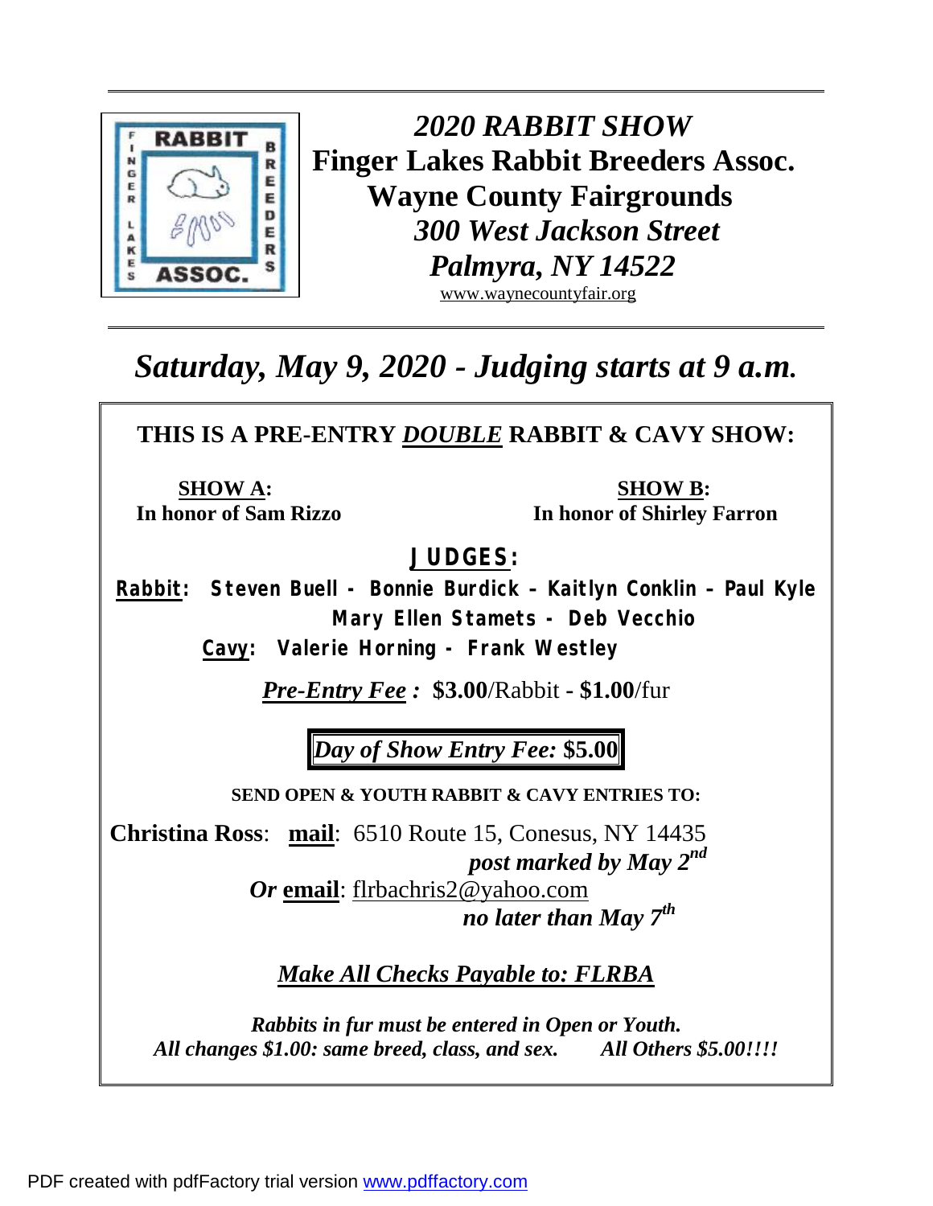# 2020 RABBIT SHOW

## Finger Lakes Rabbit Breeders Assoc.

## Wayne County Fairgrounds

*300 West Jackson Street*

*Palmyra, NY 14522*

www.waynecountyfair.org

## *Saturday, May 9, 2020 - Judging starts at 9 a.m.*

**THIS IS A PRE-ENTRY *DOUBLE* RABBIT & CAVY SHOW:**

**SHOW A:**
**In honor of Sam Rizzo**

**SHOW B:**
**In honor of Shirley Farron**

**JUDGES:**

**Rabbit: Steven Buell - Bonnie Burdick – Kaitlyn Conklin – Paul Kyle Mary Ellen Stamets - Deb Vecchio**

**Cavy: Valerie Horning - Frank Westley**

***Pre-Entry Fee :*** **$3.00**/Rabbit **- $1.00**/fur

***Day of Show Entry Fee:* $5.00**

**SEND OPEN & YOUTH RABBIT & CAVY ENTRIES TO:**

**Christina Ross**: **mail**: 6510 Route 15, Conesus, NY 14435
***post marked by May 2nd***

***Or* email**: flrbachris2@yahoo.com
***no later than May 7th***

***Make All Checks Payable to: FLRBA***

***Rabbits in fur must be entered in Open or Youth.***
***All changes $1.00: same breed, class, and sex. All Others $5.00!!!!***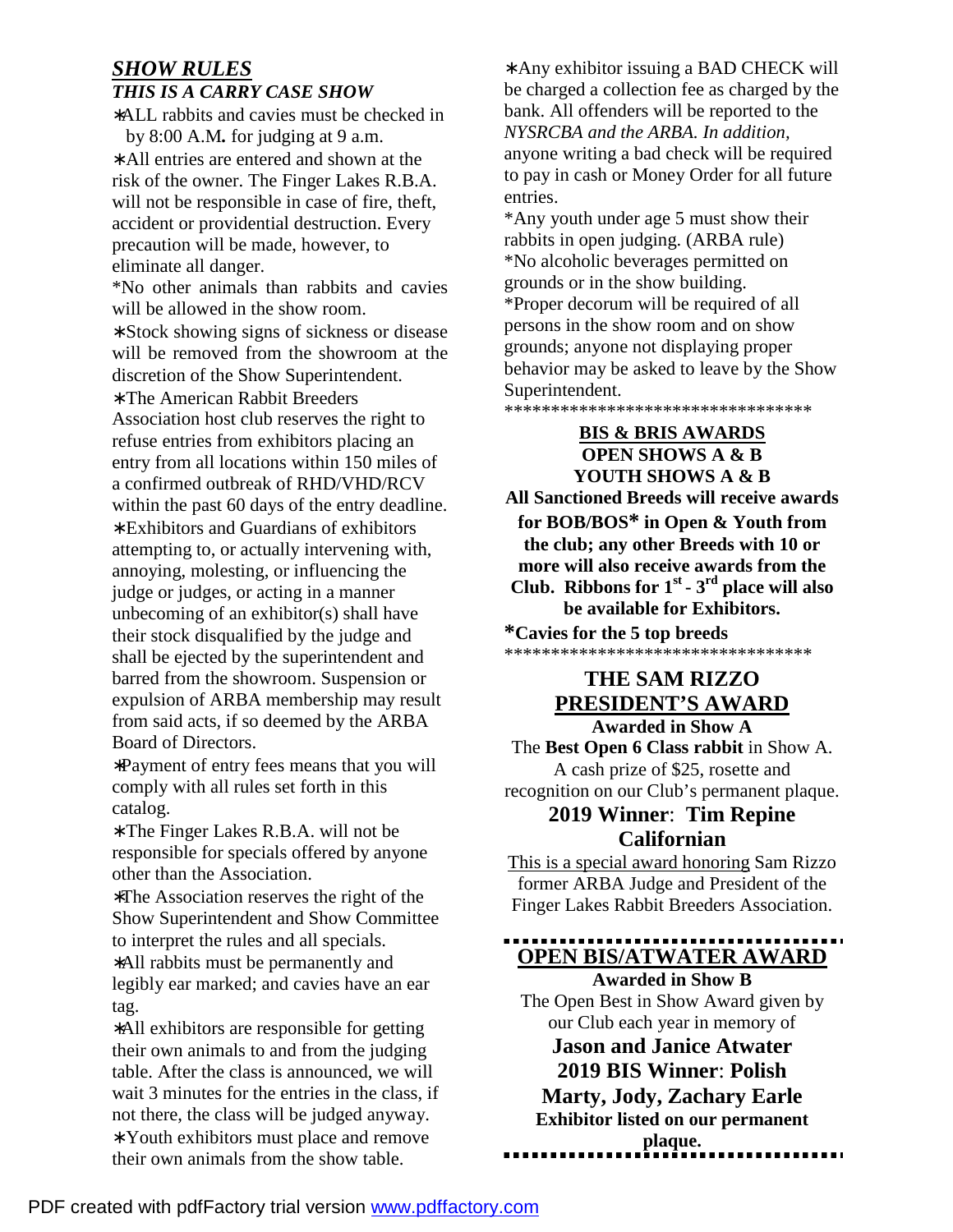## *SHOW RULES*

### *THIS IS A CARRY CASE SHOW*

∗ALL rabbits and cavies must be checked in by 8:00 A.M**.** for judging at 9 a.m.

∗All entries are entered and shown at the risk of the owner. The Finger Lakes R.B.A. will not be responsible in case of fire, theft, accident or providential destruction. Every precaution will be made, however, to eliminate all danger.

*No other animals than rabbits and cavies will be allowed in the show room.

∗Stock showing signs of sickness or disease will be removed from the showroom at the discretion of the Show Superintendent.

∗The American Rabbit Breeders Association host club reserves the right to refuse entries from exhibitors placing an entry from all locations within 150 miles of a confirmed outbreak of RHD/VHD/RCV within the past 60 days of the entry deadline.

∗Exhibitors and Guardians of exhibitors attempting to, or actually intervening with, annoying, molesting, or influencing the judge or judges, or acting in a manner unbecoming of an exhibitor(s) shall have their stock disqualified by the judge and shall be ejected by the superintendent and barred from the showroom. Suspension or expulsion of ARBA membership may result from said acts, if so deemed by the ARBA Board of Directors.

∗Payment of entry fees means that you will comply with all rules set forth in this catalog.

∗The Finger Lakes R.B.A. will not be responsible for specials offered by anyone other than the Association.

∗The Association reserves the right of the Show Superintendent and Show Committee to interpret the rules and all specials.

∗All rabbits must be permanently and legibly ear marked; and cavies have an ear tag.

∗All exhibitors are responsible for getting their own animals to and from the judging table. After the class is announced, we will wait 3 minutes for the entries in the class, if not there, the class will be judged anyway.

∗Youth exhibitors must place and remove their own animals from the show table.

∗Any exhibitor issuing a BAD CHECK will be charged a collection fee as charged by the bank. All offenders will be reported to the *NYSRCBA and the ARBA. In addition,* anyone writing a bad check will be required to pay in cash or Money Order for all future entries.

*Any youth under age 5 must show their rabbits in open judging. (ARBA rule)

*No alcoholic beverages permitted on grounds or in the show building.

*Proper decorum will be required of all persons in the show room and on show grounds; anyone not displaying proper behavior may be asked to leave by the Show Superintendent.

**********************************

**BIS & BRIS AWARDS**

**OPEN SHOWS A & B**

**YOUTH SHOWS A & B**

**All Sanctioned Breeds will receive awards for BOB/BOS* in Open & Youth from the club; any other Breeds with 10 or more will also receive awards from the Club. Ribbons for 1st - 3rd place will also be available for Exhibitors.**

***Cavies for the 5 top breeds**

**********************************

## THE SAM RIZZO PRESIDENT'S AWARD

**Awarded in Show A**

The **Best Open 6 Class rabbit** in Show A. A cash prize of $25, rosette and recognition on our Club's permanent plaque.

**2019 Winner**: **Tim Repine Californian**

This is a special award honoring Sam Rizzo former ARBA Judge and President of the Finger Lakes Rabbit Breeders Association.

## OPEN BIS/ATWATER AWARD

**Awarded in Show B**

The Open Best in Show Award given by our Club each year in memory of

**Jason and Janice Atwater**

**2019 BIS Winner**: **Polish**

**Marty, Jody, Zachary Earle**

**Exhibitor listed on our permanent plaque.**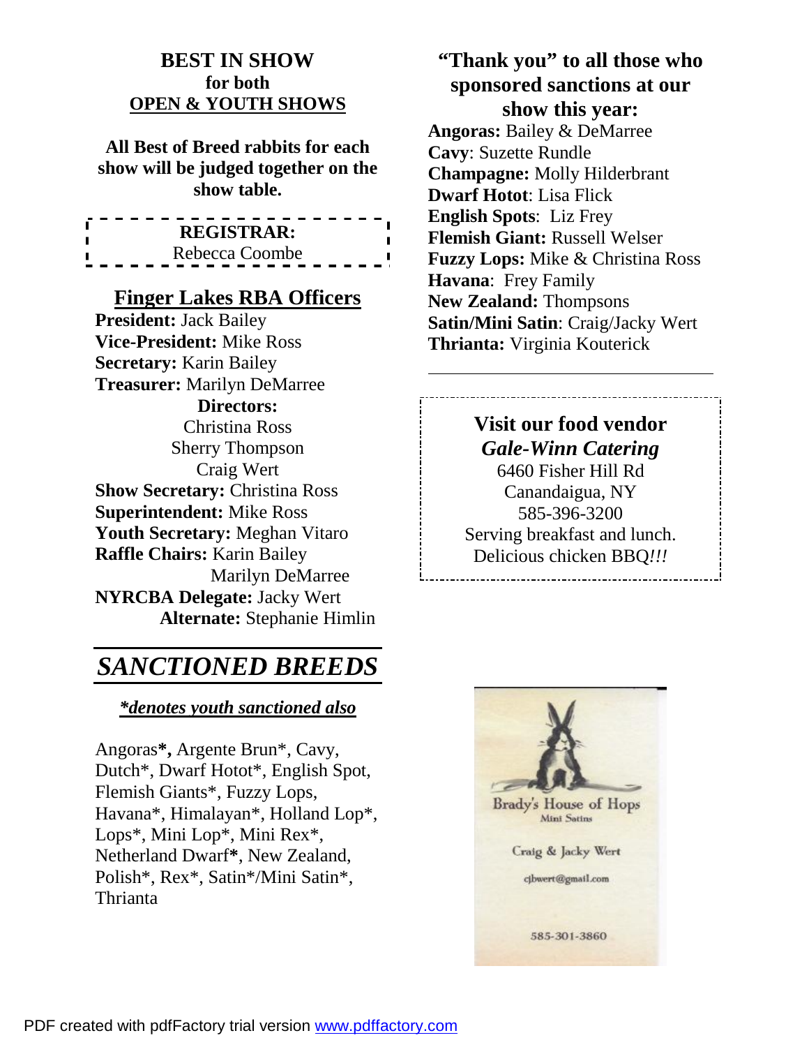**BEST IN SHOW**
**for both**
**OPEN & YOUTH SHOWS**

**All Best of Breed rabbits for each show will be judged together on the show table.**

**REGISTRAR:**
Rebecca Coombe

## Finger Lakes RBA Officers

**President:** Jack Bailey
**Vice-President:** Mike Ross
**Secretary:** Karin Bailey
**Treasurer:** Marilyn DeMarree

**Directors:**
Christina Ross
Sherry Thompson
Craig Wert

**Show Secretary:** Christina Ross
**Superintendent:** Mike Ross
**Youth Secretary:** Meghan Vitaro
**Raffle Chairs:** Karin Bailey
Marilyn DeMarree
**NYRCBA Delegate:** Jacky Wert
**Alternate:** Stephanie Himlin

# *SANCTIONED BREEDS*

***denotes youth sanctioned also***

Angoras*, Argente Brun*, Cavy, Dutch*, Dwarf Hotot*, English Spot, Flemish Giants*, Fuzzy Lops, Havana*, Himalayan*, Holland Lop*, Lops*, Mini Lop*, Mini Rex*, Netherland Dwarf*, New Zealand, Polish*, Rex*, Satin*/Mini Satin*, Thrianta

## "Thank you" to all those who sponsored sanctions at our show this year:

**Angoras:** Bailey & DeMarree
**Cavy**: Suzette Rundle
**Champagne:** Molly Hilderbrant
**Dwarf Hotot**: Lisa Flick
**English Spots**: Liz Frey
**Flemish Giant:** Russell Welser
**Fuzzy Lops:** Mike & Christina Ross
**Havana**: Frey Family
**New Zealand:** Thompsons
**Satin/Mini Satin**: Craig/Jacky Wert
**Thrianta:** Virginia Kouterick

---

**Visit our food vendor**
***Gale-Winn Catering***
6460 Fisher Hill Rd
Canandaigua, NY
585-396-3200
Serving breakfast and lunch.
Delicious chicken BBQ*!!!*

Brady's House of Hops
Mini Satins
Craig & Jacky Wert
cjbwert@gmail.com
585-301-3860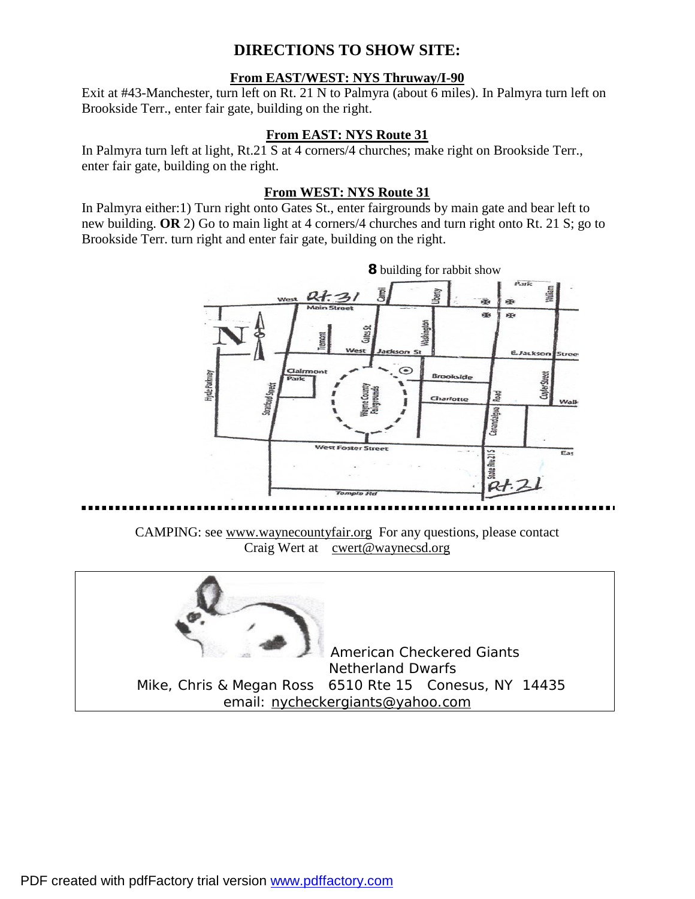# DIRECTIONS TO SHOW SITE:

**From EAST/WEST: NYS Thruway/I-90**

Exit at #43-Manchester, turn left on Rt. 21 N to Palmyra (about 6 miles). In Palmyra turn left on Brookside Terr., enter fair gate, building on the right.

**From EAST: NYS Route 31**

In Palmyra turn left at light, Rt.21 S at 4 corners/4 churches; make right on Brookside Terr., enter fair gate, building on the right.

**From WEST: NYS Route 31**

In Palmyra either:1) Turn right onto Gates St., enter fairgrounds by main gate and bear left to new building. **OR** 2) Go to main light at 4 corners/4 churches and turn right onto Rt. 21 S; go to Brookside Terr. turn right and enter fair gate, building on the right.

**8** building for rabbit show

West Rt. 31
Main Street
Carroll
Liberty
Park
William
N
Tremont
Gates St
Washington
West Jackson St
E. Jackson Street
Hyde Parkway
Stratford Street
Clairmont Park
Wayne County Fairgrounds
Brookside
Charlotte
Canandaigua Road
Cuyler Street
Walk
West Foster Street
East
State Rte 21 S
Rt. 21
Temple Rd

CAMPING: see www.waynecountyfair.org For any questions, please contact Craig Wert at cwert@waynecsd.org

American Checkered Giants
Netherland Dwarfs
Mike, Chris & Megan Ross 6510 Rte 15 Conesus, NY 14435
email: nycheckergiants@yahoo.com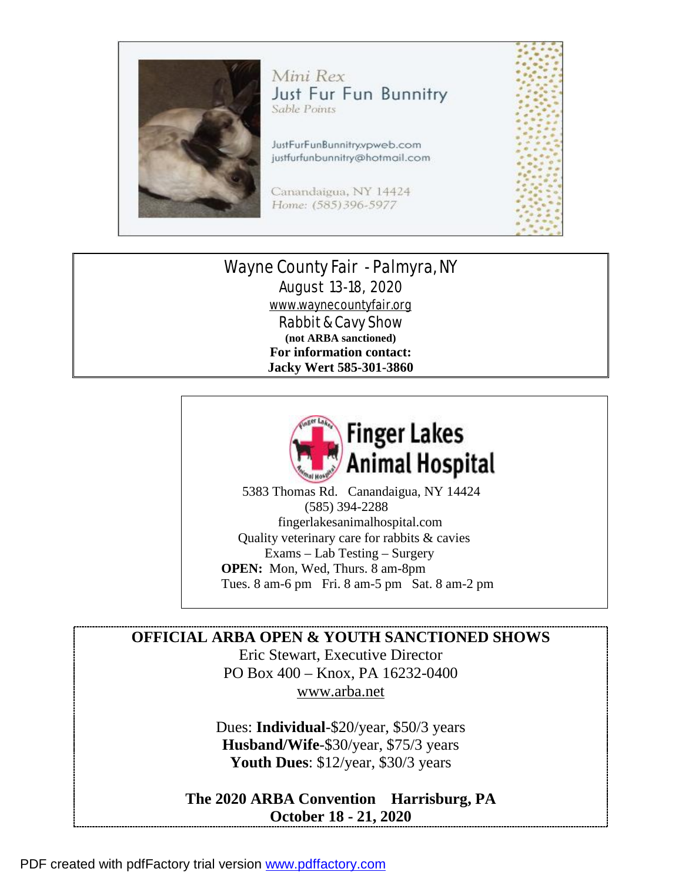Mini Rex

Just Fur Fun Bunnitry

Sable Points

JustFurFunBunnitry.vpweb.com
justfurfunbunnitry@hotmail.com

Canandaigua, NY 14424
Home: (585)396-5977

---

Wayne County Fair - Palmyra, NY
August 13-18, 2020
www.waynecountyfair.org
Rabbit & Cavy Show
**(not ARBA sanctioned)**
**For information contact:**
**Jacky Wert 585-301-3860**

---

**Finger Lakes Animal Hospital**

5383 Thomas Rd. Canandaigua, NY 14424
(585) 394-2288
fingerlakesanimalhospital.com
Quality veterinary care for rabbits & cavies
Exams – Lab Testing – Surgery
**OPEN:** Mon, Wed, Thurs. 8 am-8pm
Tues. 8 am-6 pm Fri. 8 am-5 pm Sat. 8 am-2 pm

---

**OFFICIAL ARBA OPEN & YOUTH SANCTIONED SHOWS**
Eric Stewart, Executive Director
PO Box 400 – Knox, PA 16232-0400
www.arba.net

Dues: **Individual**-$20/year, $50/3 years
**Husband/Wife**-$30/year, $75/3 years
**Youth Dues**: $12/year, $30/3 years

**The 2020 ARBA Convention Harrisburg, PA**
**October 18 - 21, 2020**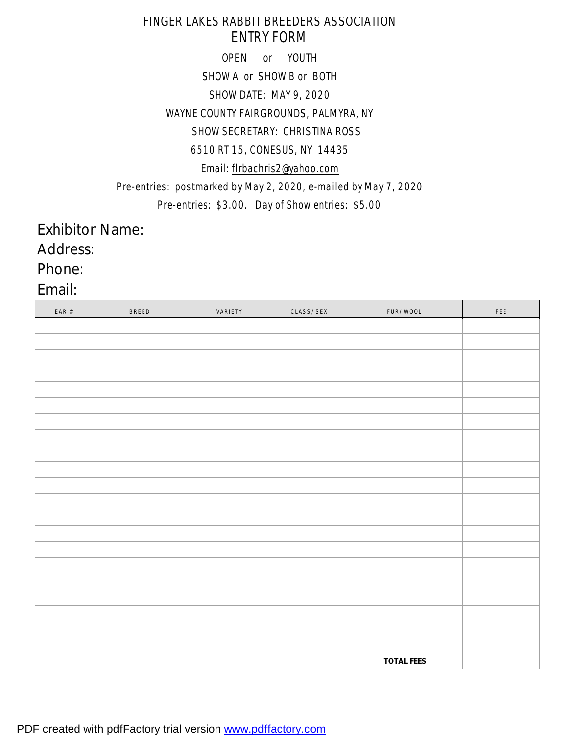# FINGER LAKES RABBIT BREEDERS ASSOCIATION

## ENTRY FORM

OPEN or YOUTH

SHOW A or SHOW B or BOTH

SHOW DATE: MAY 9, 2020

WAYNE COUNTY FAIRGROUNDS, PALMYRA, NY

SHOW SECRETARY: CHRISTINA ROSS

6510 RT 15, CONESUS, NY 14435

Email: flrbachris2@yahoo.com

Pre-entries: postmarked by May 2, 2020, e-mailed by May 7, 2020

Pre-entries: $3.00. Day of Show entries: $5.00

Exhibitor Name:

Address:

Phone:

Email:

| EAR # | BREED | VARIETY | CLASS/SEX | FUR/WOOL | FEE |
|---|---|---|---|---|---|
| | | | | | |
| | | | | | |
| | | | | | |
| | | | | | |
| | | | | | |
| | | | | | |
| | | | | | |
| | | | | | |
| | | | | | |
| | | | | | |
| | | | | | |
| | | | | | |
| | | | | | |
| | | | | | |
| | | | | | |
| | | | | | |
| | | | | | |
| | | | | | |
| | | | | | |
| | | | | | |
| | | | | | |
| | | | | **TOTAL FEES** | |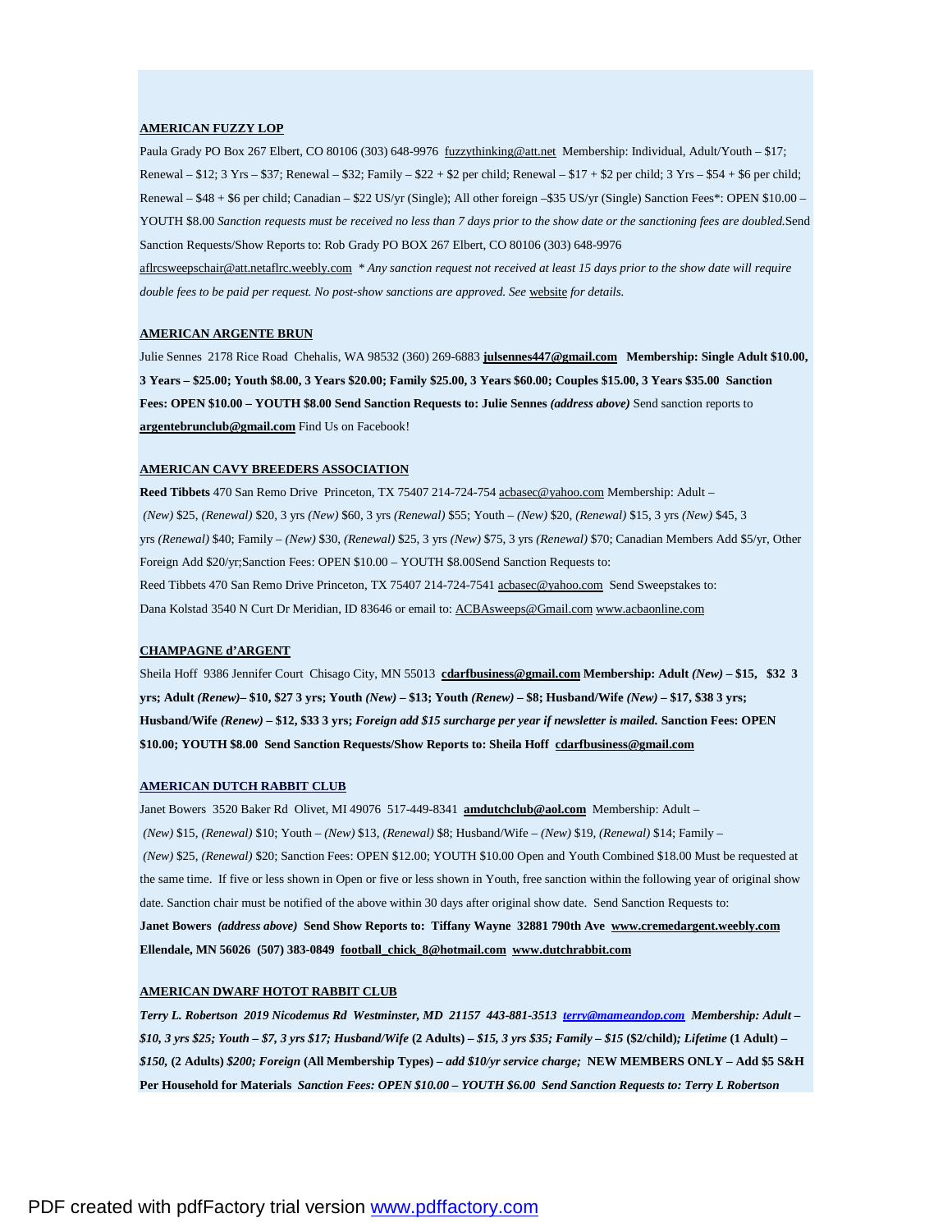**AMERICAN FUZZY LOP**

Paula Grady PO Box 267 Elbert, CO 80106 (303) 648-9976 fuzzythinking@att.net Membership: Individual, Adult/Youth – $17; Renewal – $12; 3 Yrs – $37; Renewal – $32; Family – $22 + $2 per child; Renewal – $17 + $2 per child; 3 Yrs – $54 + $6 per child; Renewal – $48 + $6 per child; Canadian – $22 US/yr (Single); All other foreign –$35 US/yr (Single) Sanction Fees*: OPEN $10.00 – YOUTH $8.00 *Sanction requests must be received no less than 7 days prior to the show date or the sanctioning fees are doubled.*Send Sanction Requests/Show Reports to: Rob Grady PO BOX 267 Elbert, CO 80106 (303) 648-9976 aflrcsweepschair@att.netaflrc.weebly.com *\* Any sanction request not received at least 15 days prior to the show date will require double fees to be paid per request. No post-show sanctions are approved. See* website *for details.*

**AMERICAN ARGENTE BRUN**

Julie Sennes 2178 Rice Road Chehalis, WA 98532 (360) 269-6883 **julsennes447@gmail.com Membership: Single Adult $10.00, 3 Years – $25.00; Youth $8.00, 3 Years $20.00; Family $25.00, 3 Years $60.00; Couples $15.00, 3 Years $35.00 Sanction Fees: OPEN $10.00 – YOUTH $8.00 Send Sanction Requests to: Julie Sennes** ***(address above)*** Send sanction reports to **argentebrunclub@gmail.com** Find Us on Facebook!

**AMERICAN CAVY BREEDERS ASSOCIATION**

**Reed Tibbets** 470 San Remo Drive Princeton, TX 75407 214-724-754 acbasec@yahoo.com Membership: Adult – *(New)* $25, *(Renewal)* $20, 3 yrs *(New)* $60, 3 yrs *(Renewal)* $55; Youth – *(New)* $20, *(Renewal)* $15, 3 yrs *(New)* $45, 3 yrs *(Renewal)* $40; Family – *(New)* $30, *(Renewal)* $25, 3 yrs *(New)* $75, 3 yrs *(Renewal)* $70; Canadian Members Add $5/yr, Other Foreign Add $20/yr;Sanction Fees: OPEN $10.00 – YOUTH $8.00Send Sanction Requests to: Reed Tibbets 470 San Remo Drive Princeton, TX 75407 214-724-7541 acbasec@yahoo.com Send Sweepstakes to: Dana Kolstad 3540 N Curt Dr Meridian, ID 83646 or email to: ACBAsweeps@Gmail.com www.acbaonline.com

**CHAMPAGNE d'ARGENT**

Sheila Hoff 9386 Jennifer Court Chisago City, MN 55013 **cdarfbusiness@gmail.com Membership: Adult** ***(New)*** **– $15, $32 3 yrs; Adult** ***(Renew)*** **– $10, $27 3 yrs; Youth** ***(New)*** **– $13; Youth** ***(Renew)*** **– $8; Husband/Wife** ***(New)*** **– $17, $38 3 yrs; Husband/Wife** ***(Renew)*** **– $12, $33 3 yrs;** ***Foreign add $15 surcharge per year if newsletter is mailed.*** **Sanction Fees: OPEN $10.00; YOUTH $8.00 Send Sanction Requests/Show Reports to: Sheila Hoff cdarfbusiness@gmail.com**

**AMERICAN DUTCH RABBIT CLUB**

Janet Bowers 3520 Baker Rd Olivet, MI 49076 517-449-8341 **amdutchclub@aol.com** Membership: Adult – *(New)* $15, *(Renewal)* $10; Youth – *(New)* $13, *(Renewal)* $8; Husband/Wife – *(New)* $19, *(Renewal)* $14; Family – *(New)* $25, *(Renewal)* $20; Sanction Fees: OPEN $12.00; YOUTH $10.00 Open and Youth Combined $18.00 Must be requested at the same time. If five or less shown in Open or five or less shown in Youth, free sanction within the following year of original show date. Sanction chair must be notified of the above within 30 days after original show date. Send Sanction Requests to: **Janet Bowers** ***(address above)*** **Send Show Reports to: Tiffany Wayne 32881 790th Ave www.cremedargent.weebly.com Ellendale, MN 56026 (507) 383-0849 football_chick_8@hotmail.com www.dutchrabbit.com**

**AMERICAN DWARF HOTOT RABBIT CLUB**

***Terry L. Robertson 2019 Nicodemus Rd Westminster, MD 21157 443-881-3513 terry@mameandop.com Membership: Adult – $10, 3 yrs $25; Youth – $7, 3 yrs $17; Husband/Wife*** **(2 Adults)** ***– $15, 3 yrs $35; Family – $15*** **($2/child)*****; Lifetime*** **(1 Adult) –** ***$150,*** **(2 Adults)** ***$200; Foreign*** **(All Membership Types)** ***– add $10/yr service charge;*** **NEW MEMBERS ONLY – Add $5 S&H Per Household for Materials** ***Sanction Fees: OPEN $10.00 – YOUTH $6.00 Send Sanction Requests to: Terry L Robertson***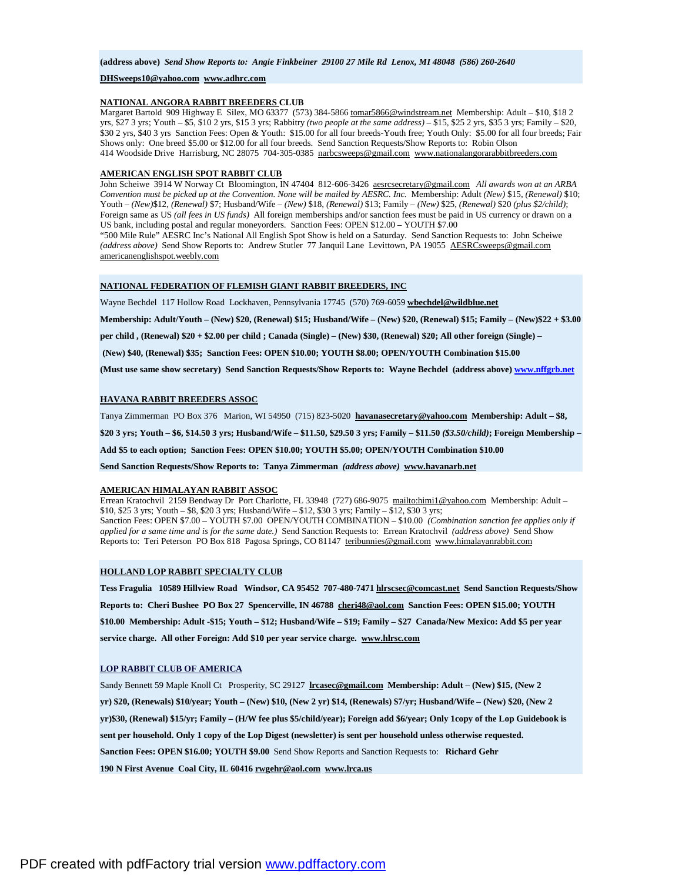**(address above)** ***Send Show Reports to: Angie Finkbeiner 29100 27 Mile Rd Lenox, MI 48048 (586) 260-2640***

**DHSweeps10@yahoo.com www.adhrc.com**

**NATIONAL ANGORA RABBIT BREEDERS CLUB**

Margaret Bartold 909 Highway E Silex, MO 63377 (573) 384-5866 tomar5866@windstream.net Membership: Adult – $10, $18 2 yrs, $27 3 yrs; Youth – $5, $10 2 yrs, $15 3 yrs; Rabbitry *(two people at the same address)* – $15, $25 2 yrs, $35 3 yrs; Family – $20, $30 2 yrs, $40 3 yrs Sanction Fees: Open & Youth: $15.00 for all four breeds-Youth free; Youth Only: $5.00 for all four breeds; Fair Shows only: One breed $5.00 or $12.00 for all four breeds. Send Sanction Requests/Show Reports to: Robin Olson 414 Woodside Drive Harrisburg, NC 28075 704-305-0385 narbcsweeps@gmail.com www.nationalangorarabbitbreeders.com

**AMERICAN ENGLISH SPOT RABBIT CLUB**

John Scheiwe 3914 W Norway Ct Bloomington, IN 47404 812-606-3426 aesrcsecretary@gmail.com *All awards won at an ARBA Convention must be picked up at the Convention. None will be mailed by AESRC. Inc.* Membership: Adult *(New)* $15, *(Renewal)* $10; Youth – *(New)*$12, *(Renewal)* $7; Husband/Wife – *(New)* $18, *(Renewal)* $13; Family – *(New)* $25, *(Renewal)* $20 *(plus $2/child)*; Foreign same as US *(all fees in US funds)* All foreign memberships and/or sanction fees must be paid in US currency or drawn on a US bank, including postal and regular moneyorders. Sanction Fees: OPEN $12.00 – YOUTH $7.00
"500 Mile Rule" AESRC Inc's National All English Spot Show is held on a Saturday. Send Sanction Requests to: John Scheiwe *(address above)* Send Show Reports to: Andrew Stutler 77 Janquil Lane Levittown, PA 19055 AESRCsweeps@gmail.com americanenglishspot.weebly.com

**NATIONAL FEDERATION OF FLEMISH GIANT RABBIT BREEDERS, INC**

Wayne Bechdel 117 Hollow Road Lockhaven, Pennsylvania 17745 (570) 769-6059 **wbechdel@wildblue.net**

**Membership: Adult/Youth – (New) $20, (Renewal) $15; Husband/Wife – (New) $20, (Renewal) $15; Family – (New)$22 + $3.00 per child , (Renewal) $20 + $2.00 per child ; Canada (Single) – (New) $30, (Renewal) $20; All other foreign (Single) – (New) $40, (Renewal) $35; Sanction Fees: OPEN $10.00; YOUTH $8.00; OPEN/YOUTH Combination $15.00 (Must use same show secretary) Send Sanction Requests/Show Reports to: Wayne Bechdel (address above) www.nffgrb.net**

**HAVANA RABBIT BREEDERS ASSOC**

Tanya Zimmerman PO Box 376 Marion, WI 54950 (715) 823-5020 **havanasecretary@yahoo.com Membership: Adult – $8, $20 3 yrs; Youth – $6, $14.50 3 yrs; Husband/Wife – $11.50, $29.50 3 yrs; Family – $11.50 *($3.50/child)*; Foreign Membership – Add $5 to each option; Sanction Fees: OPEN $10.00; YOUTH $5.00; OPEN/YOUTH Combination $10.00**

**Send Sanction Requests/Show Reports to: Tanya Zimmerman *(address above)* www.havanarb.net**

**AMERICAN HIMALAYAN RABBIT ASSOC**

Errean Kratochvil 2159 Bendway Dr Port Charlotte, FL 33948 (727) 686-9075 mailto:himi1@yahoo.com Membership: Adult – $10, $25 3 yrs; Youth – $8, $20 3 yrs; Husband/Wife – $12, $30 3 yrs; Family – $12, $30 3 yrs;
Sanction Fees: OPEN $7.00 – YOUTH $7.00 OPEN/YOUTH COMBINATION – $10.00 *(Combination sanction fee applies only if applied for a same time and is for the same date.)* Send Sanction Requests to: Errean Kratochvil *(address above)* Send Show Reports to: Teri Peterson PO Box 818 Pagosa Springs, CO 81147 teribunnies@gmail.com www.himalayanrabbit.com

**HOLLAND LOP RABBIT SPECIALTY CLUB**

**Tess Fragulia 10589 Hillview Road Windsor, CA 95452 707-480-7471 hlrscsec@comcast.net Send Sanction Requests/Show Reports to: Cheri Bushee PO Box 27 Spencerville, IN 46788 cheri48@aol.com Sanction Fees: OPEN $15.00; YOUTH $10.00 Membership: Adult -$15; Youth – $12; Husband/Wife – $19; Family – $27 Canada/New Mexico: Add $5 per year service charge. All other Foreign: Add $10 per year service charge. www.hlrsc.com**

**LOP RABBIT CLUB OF AMERICA**

Sandy Bennett 59 Maple Knoll Ct Prosperity, SC 29127 **lrcasec@gmail.com Membership: Adult – (New) $15, (New 2 yr) $20, (Renewals) $10/year; Youth – (New) $10, (New 2 yr) $14, (Renewals) $7/yr; Husband/Wife – (New) $20, (New 2 yr)$30, (Renewal) $15/yr; Family – (H/W fee plus $5/child/year); Foreign add $6/year; Only 1copy of the Lop Guidebook is sent per household. Only 1 copy of the Lop Digest (newsletter) is sent per household unless otherwise requested.**

**Sanction Fees: OPEN $16.00; YOUTH $9.00** Send Show Reports and Sanction Requests to: **Richard Gehr 190 N First Avenue Coal City, IL 60416 rwgehr@aol.com www.lrca.us**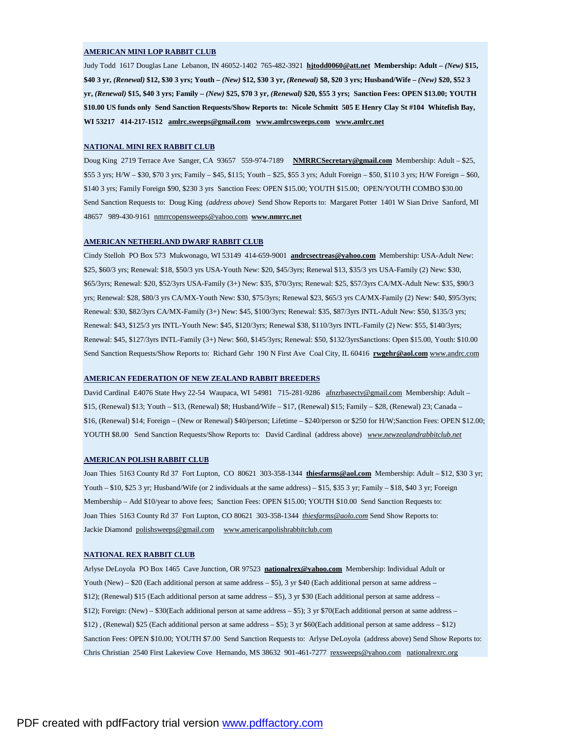### AMERICAN MINI LOP RABBIT CLUB

Judy Todd 1617 Douglas Lane Lebanon, IN 46052-1402 765-482-3921 **hjtodd0060@att.net** **Membership: Adult – *(New)* $15, $40 3 yr, *(Renewal)* $12, $30 3 yrs; Youth – *(New)* $12, $30 3 yr, *(Renewal)* $8, $20 3 yrs; Husband/Wife – *(New)* $20, $52 3 yr, *(Renewal)* $15, $40 3 yrs; Family – *(New)* $25, $70 3 yr, *(Renewal)* $20, $55 3 yrs; Sanction Fees: OPEN $13.00; YOUTH $10.00 US funds only Send Sanction Requests/Show Reports to: Nicole Schmitt 505 E Henry Clay St #104 Whitefish Bay, WI 53217 414-217-1512 amlrc.sweeps@gmail.com www.amlrcsweeps.com www.amlrc.net**

### NATIONAL MINI REX RABBIT CLUB

Doug King 2719 Terrace Ave Sanger, CA 93657 559-974-7189 **NMRRCSecretary@gmail.com** Membership: Adult – $25, $55 3 yrs; H/W – $30, $70 3 yrs; Family – $45, $115; Youth – $25, $55 3 yrs; Adult Foreign – $50, $110 3 yrs; H/W Foreign – $60, $140 3 yrs; Family Foreign $90, $230 3 yrs Sanction Fees: OPEN $15.00; YOUTH $15.00; OPEN/YOUTH COMBO $30.00 Send Sanction Requests to: Doug King *(address above)* Send Show Reports to: Margaret Potter 1401 W Sian Drive Sanford, MI 48657 989-430-9161 nmrrcopensweeps@yahoo.com **www.nmrrc.net**

### AMERICAN NETHERLAND DWARF RABBIT CLUB

Cindy Stelloh PO Box 573 Mukwonago, WI 53149 414-659-9001 **andrcsectreas@yahoo.com** Membership: USA-Adult New: $25, $60/3 yrs; Renewal: $18, $50/3 yrs USA-Youth New: $20, $45/3yrs; Renewal $13, $35/3 yrs USA-Family (2) New: $30, $65/3yrs; Renewal: $20, $52/3yrs USA-Family (3+) New: $35, $70/3yrs; Renewal: $25, $57/3yrs CA/MX-Adult New: $35, $90/3 yrs; Renewal: $28, $80/3 yrs CA/MX-Youth New: $30, $75/3yrs; Renewal $23, $65/3 yrs CA/MX-Family (2) New: $40, $95/3yrs; Renewal: $30, $82/3yrs CA/MX-Family (3+) New: $45, $100/3yrs; Renewal: $35, $87/3yrs INTL-Adult New: $50, $135/3 yrs; Renewal: $43, $125/3 yrs INTL-Youth New: $45, $120/3yrs; Renewal $38, $110/3yrs INTL-Family (2) New: $55, $140/3yrs; Renewal: $45, $127/3yrs INTL-Family (3+) New: $60, $145/3yrs; Renewal: $50, $132/3yrsSanctions: Open $15.00, Youth: $10.00 Send Sanction Requests/Show Reports to: Richard Gehr 190 N First Ave Coal City, IL 60416 **rwgehr@aol.com** www.andrc.com

### AMERICAN FEDERATION OF NEW ZEALAND RABBIT BREEDERS

David Cardinal E4076 State Hwy 22-54 Waupaca, WI 54981 715-281-9286 afnzrbasecty@gmail.com Membership: Adult – $15, (Renewal) $13; Youth – $13, (Renewal) $8; Husband/Wife – $17, (Renewal) $15; Family – $28, (Renewal) 23; Canada – $16, (Renewal) $14; Foreign – (New or Renewal) $40/person; Lifetime – $240/person or $250 for H/W;Sanction Fees: OPEN $12.00; YOUTH $8.00 Send Sanction Requests/Show Reports to: David Cardinal (address above) *www.newzealandrabbitclub.net*

### AMERICAN POLISH RABBIT CLUB

Joan Thies 5163 County Rd 37 Fort Lupton, CO 80621 303-358-1344 **thiesfarms@aol.com** Membership: Adult – $12, $30 3 yr; Youth – $10, $25 3 yr; Husband/Wife (or 2 individuals at the same address) – $15, $35 3 yr; Family – $18, $40 3 yr; Foreign Membership – Add $10/year to above fees; Sanction Fees: OPEN $15.00; YOUTH $10.00 Send Sanction Requests to: Joan Thies 5163 County Rd 37 Fort Lupton, CO 80621 303-358-1344 *thiesfarms@aolo.com* Send Show Reports to: Jackie Diamond polishsweeps@gmail.com www.americanpolishrabbitclub.com

### NATIONAL REX RABBIT CLUB

Arlyse DeLoyola PO Box 1465 Cave Junction, OR 97523 **nationalrex@yahoo.com** Membership: Individual Adult or Youth (New) – $20 (Each additional person at same address – $5), 3 yr $40 (Each additional person at same address – $12); (Renewal) $15 (Each additional person at same address – $5), 3 yr $30 (Each additional person at same address – $12); Foreign: (New) – $30(Each additional person at same address – $5); 3 yr $70(Each additional person at same address – $12) , (Renewal) $25 (Each additional person at same address – $5); 3 yr $60(Each additional person at same address – $12) Sanction Fees: OPEN $10.00; YOUTH $7.00 Send Sanction Requests to: Arlyse DeLoyola (address above) Send Show Reports to: Chris Christian 2540 First Lakeview Cove Hernando, MS 38632 901-461-7277 rexsweeps@yahoo.com nationalrexrc.org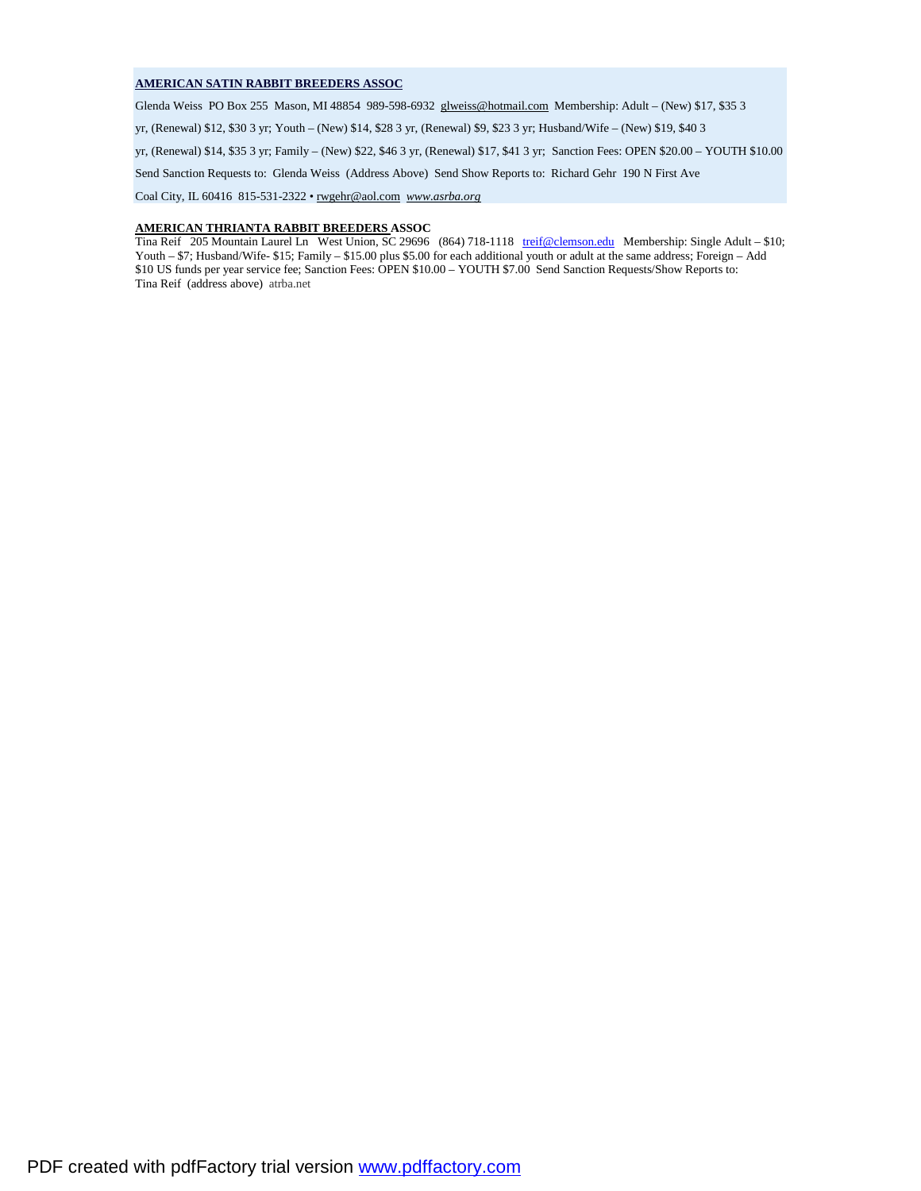**AMERICAN SATIN RABBIT BREEDERS ASSOC**

Glenda Weiss PO Box 255 Mason, MI 48854 989-598-6932 glweiss@hotmail.com Membership: Adult – (New) $17, $35 3 yr, (Renewal) $12, $30 3 yr; Youth – (New) $14, $28 3 yr, (Renewal) $9, $23 3 yr; Husband/Wife – (New) $19, $40 3 yr, (Renewal) $14, $35 3 yr; Family – (New) $22, $46 3 yr, (Renewal) $17, $41 3 yr; Sanction Fees: OPEN $20.00 – YOUTH $10.00 Send Sanction Requests to: Glenda Weiss (Address Above) Send Show Reports to: Richard Gehr 190 N First Ave Coal City, IL 60416 815-531-2322 • rwgehr@aol.com *www.asrba.org*

**AMERICAN THRIANTA RABBIT BREEDERS ASSOC**

Tina Reif 205 Mountain Laurel Ln West Union, SC 29696 (864) 718-1118 treif@clemson.edu Membership: Single Adult – $10; Youth – $7; Husband/Wife- $15; Family – $15.00 plus $5.00 for each additional youth or adult at the same address; Foreign – Add $10 US funds per year service fee; Sanction Fees: OPEN $10.00 – YOUTH $7.00 Send Sanction Requests/Show Reports to: Tina Reif (address above) atrba.net